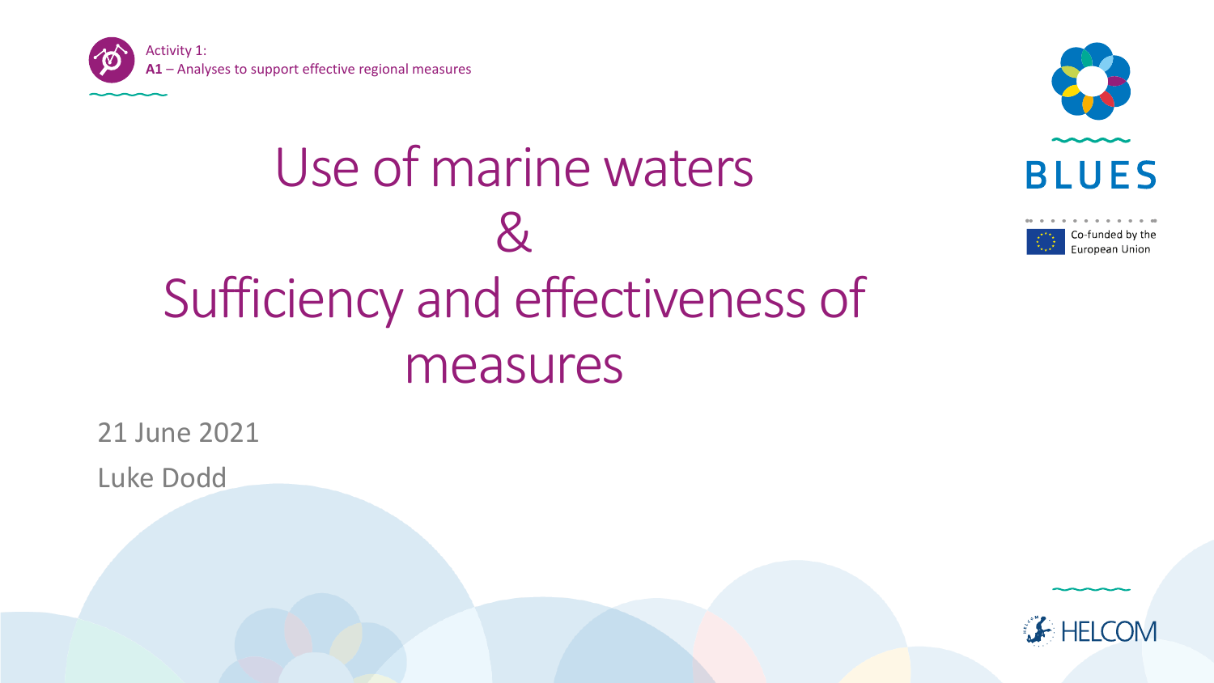Activity 1:
**A1** – Analyses to support effective regional measures

# Use of marine waters & Sufficiency and effectiveness of measures

21 June 2021

Luke Dodd

BLUES

Co-funded by the European Union

HELCOM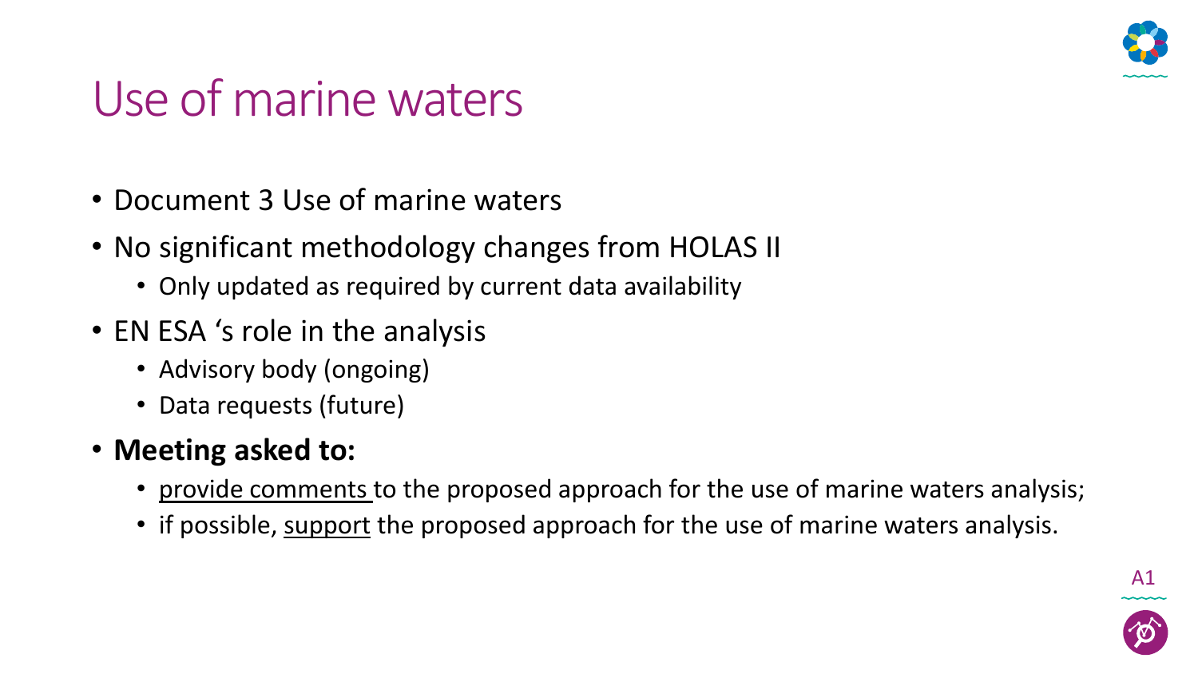# Use of marine waters

- Document 3 Use of marine waters
- No significant methodology changes from HOLAS II
  - Only updated as required by current data availability
- EN ESA 's role in the analysis
  - Advisory body (ongoing)
  - Data requests (future)
- **Meeting asked to:**
  - provide comments to the proposed approach for the use of marine waters analysis;
  - if possible, support the proposed approach for the use of marine waters analysis.

A1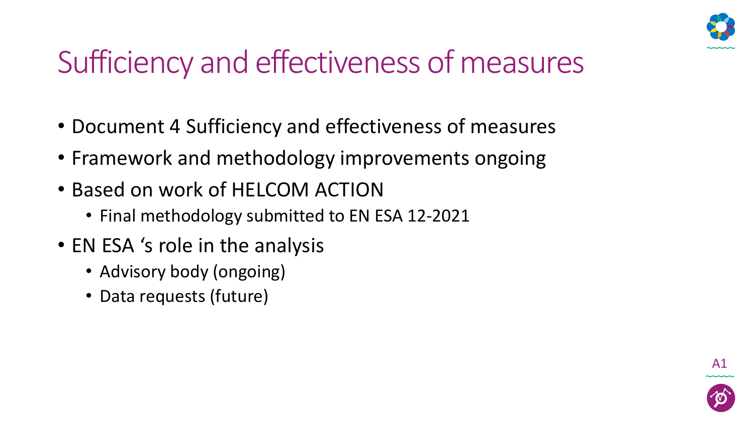# Sufficiency and effectiveness of measures

- Document 4 Sufficiency and effectiveness of measures
- Framework and methodology improvements ongoing
- Based on work of HELCOM ACTION
  - Final methodology submitted to EN ESA 12-2021
- EN ESA 's role in the analysis
  - Advisory body (ongoing)
  - Data requests (future)

A1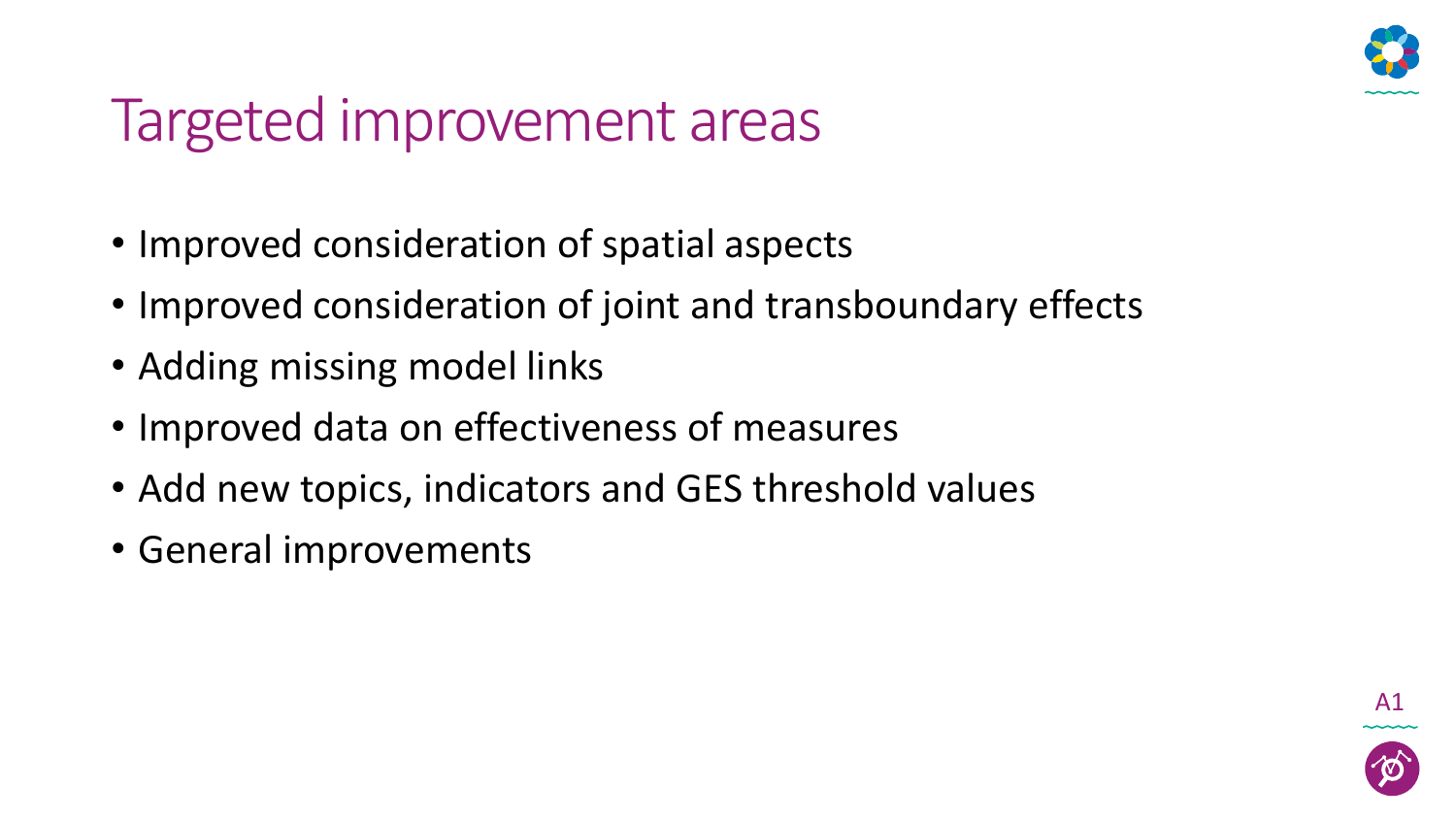# Targeted improvement areas

- Improved consideration of spatial aspects
- Improved consideration of joint and transboundary effects
- Adding missing model links
- Improved data on effectiveness of measures
- Add new topics, indicators and GES threshold values
- General improvements

A1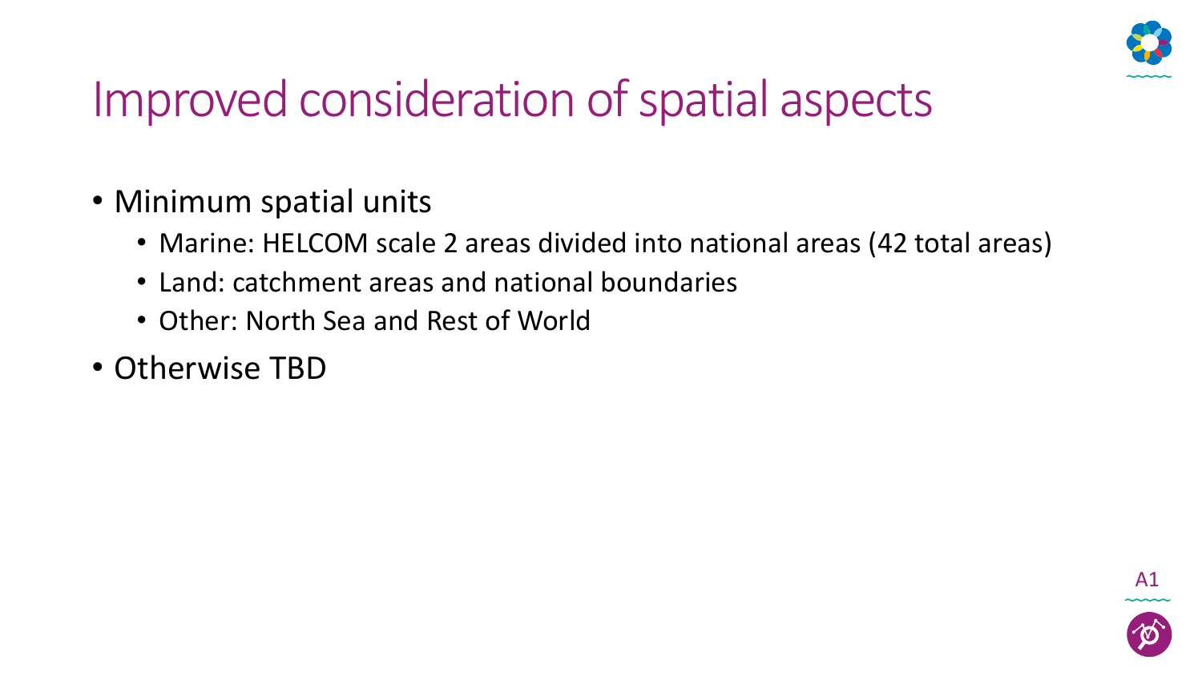# Improved consideration of spatial aspects

- Minimum spatial units
  - Marine: HELCOM scale 2 areas divided into national areas (42 total areas)
  - Land: catchment areas and national boundaries
  - Other: North Sea and Rest of World
- Otherwise TBD

A1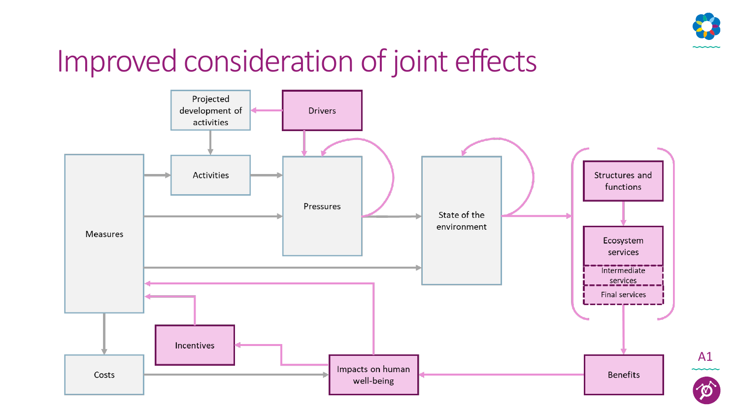# Improved consideration of joint effects

Projected development of activities

Drivers

Activities

Pressures

State of the environment

Structures and functions

Ecosystem services

Intermediate services

Final services

Measures

Incentives

Costs

Impacts on human well-being

Benefits

A1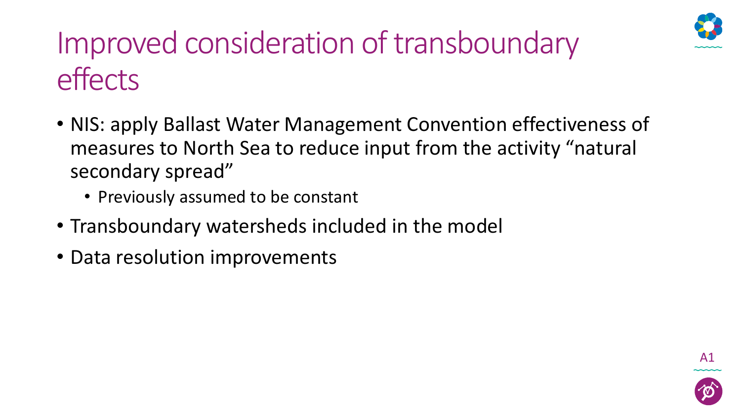# Improved consideration of transboundary effects

- NIS: apply Ballast Water Management Convention effectiveness of measures to North Sea to reduce input from the activity "natural secondary spread"
  - Previously assumed to be constant
- Transboundary watersheds included in the model
- Data resolution improvements

A1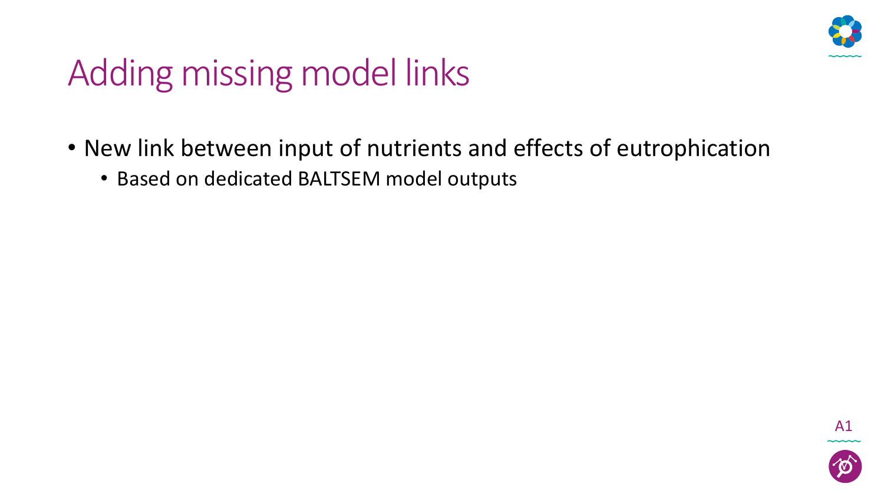# Adding missing model links

- New link between input of nutrients and effects of eutrophication
  - Based on dedicated BALTSEM model outputs

A1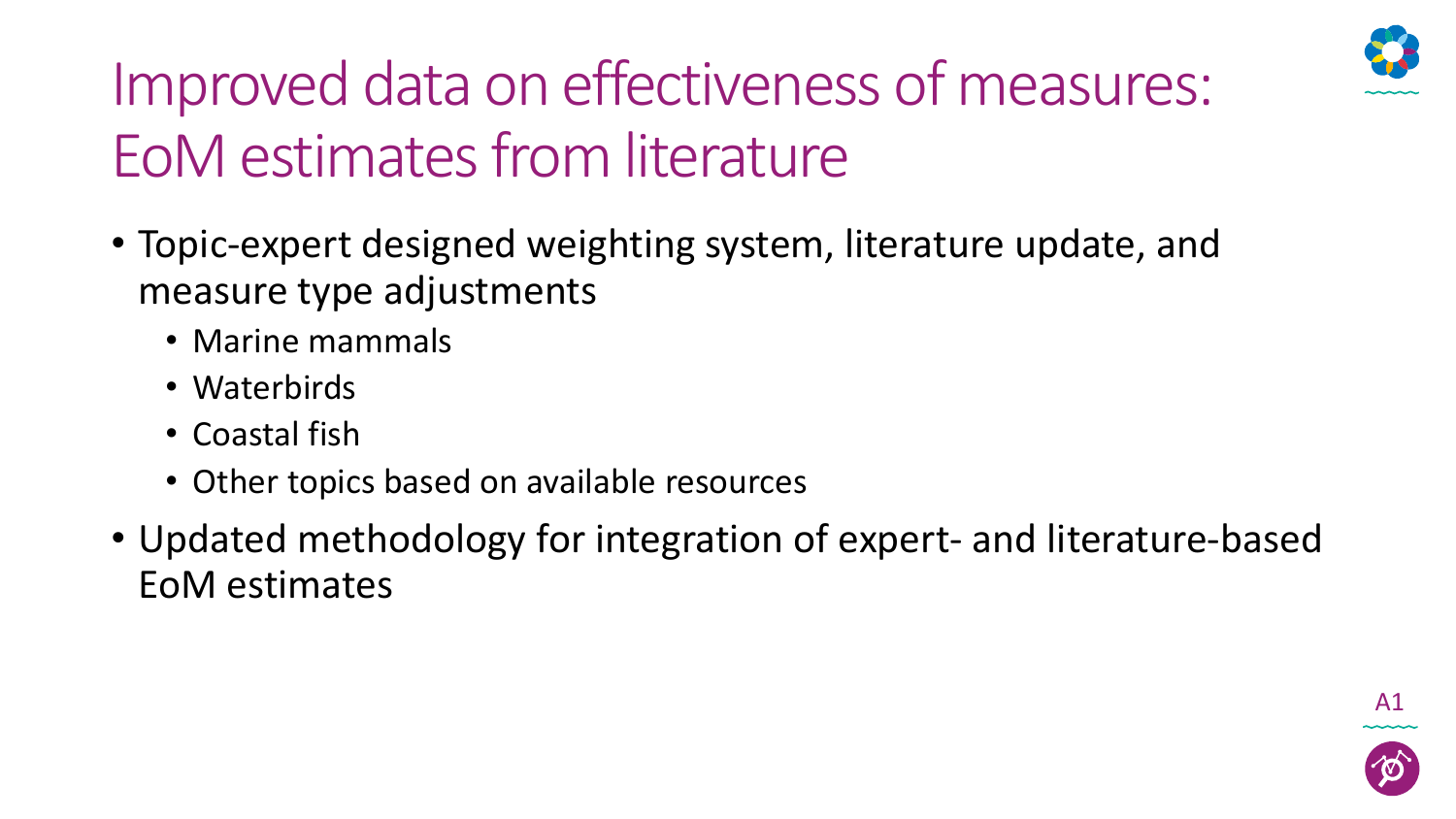# Improved data on effectiveness of measures: EoM estimates from literature

- Topic-expert designed weighting system, literature update, and measure type adjustments
  - Marine mammals
  - Waterbirds
  - Coastal fish
  - Other topics based on available resources
- Updated methodology for integration of expert- and literature-based EoM estimates

A1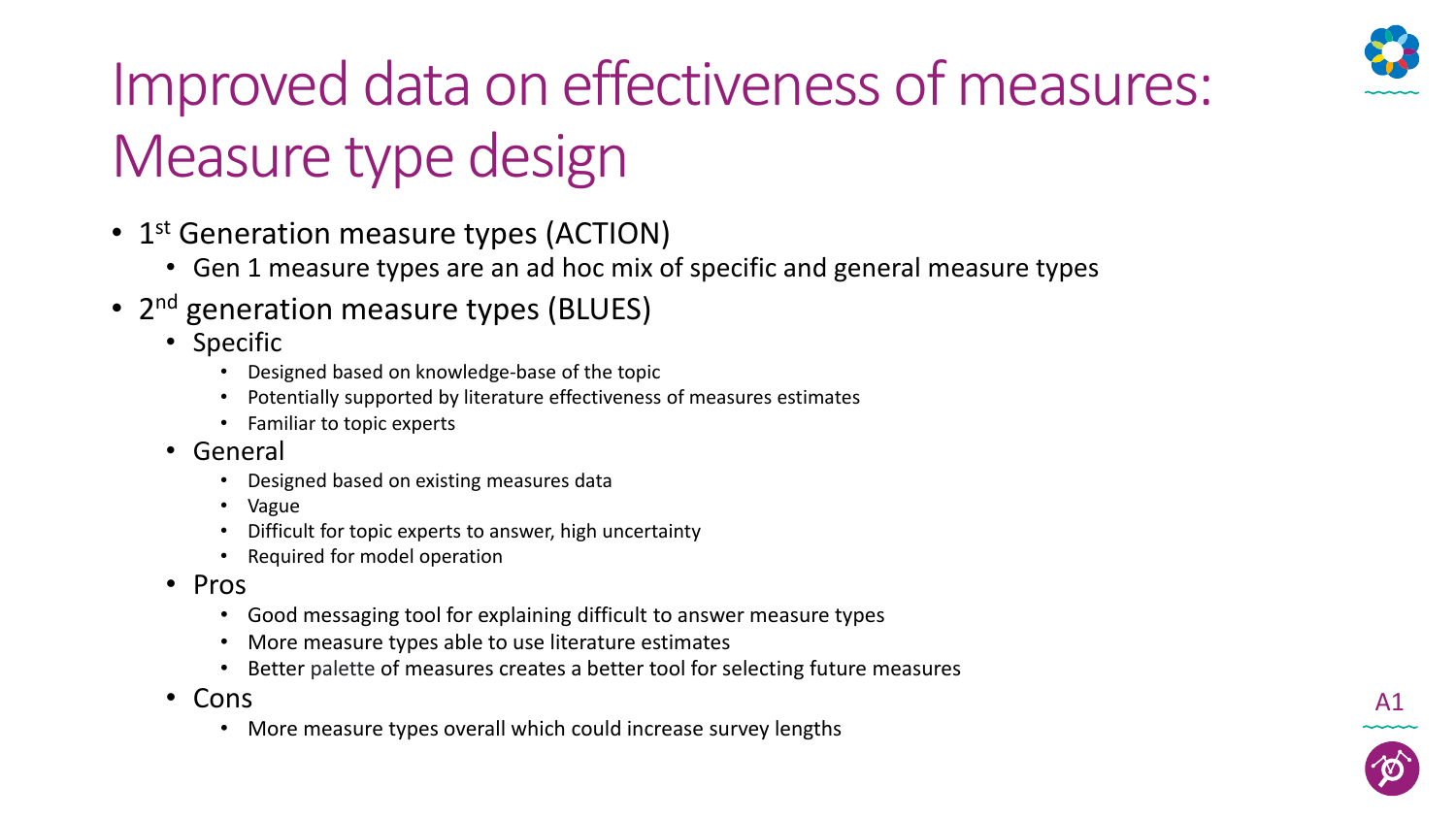# Improved data on effectiveness of measures: Measure type design

- 1st Generation measure types (ACTION)
  - Gen 1 measure types are an ad hoc mix of specific and general measure types
- 2nd generation measure types (BLUES)
  - Specific
    - Designed based on knowledge-base of the topic
    - Potentially supported by literature effectiveness of measures estimates
    - Familiar to topic experts
  - General
    - Designed based on existing measures data
    - Vague
    - Difficult for topic experts to answer, high uncertainty
    - Required for model operation
  - Pros
    - Good messaging tool for explaining difficult to answer measure types
    - More measure types able to use literature estimates
    - Better palette of measures creates a better tool for selecting future measures
  - Cons
    - More measure types overall which could increase survey lengths

A1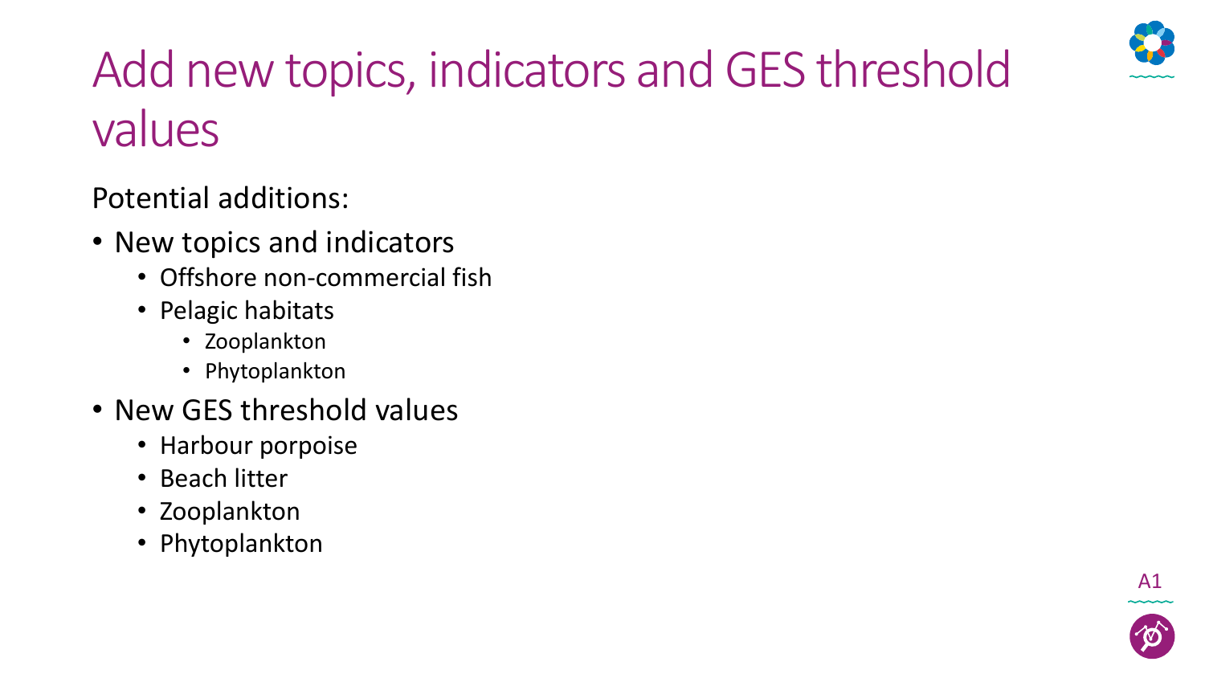# Add new topics, indicators and GES threshold values

Potential additions:

- New topics and indicators
  - Offshore non-commercial fish
  - Pelagic habitats
    - Zooplankton
    - Phytoplankton
- New GES threshold values
  - Harbour porpoise
  - Beach litter
  - Zooplankton
  - Phytoplankton

A1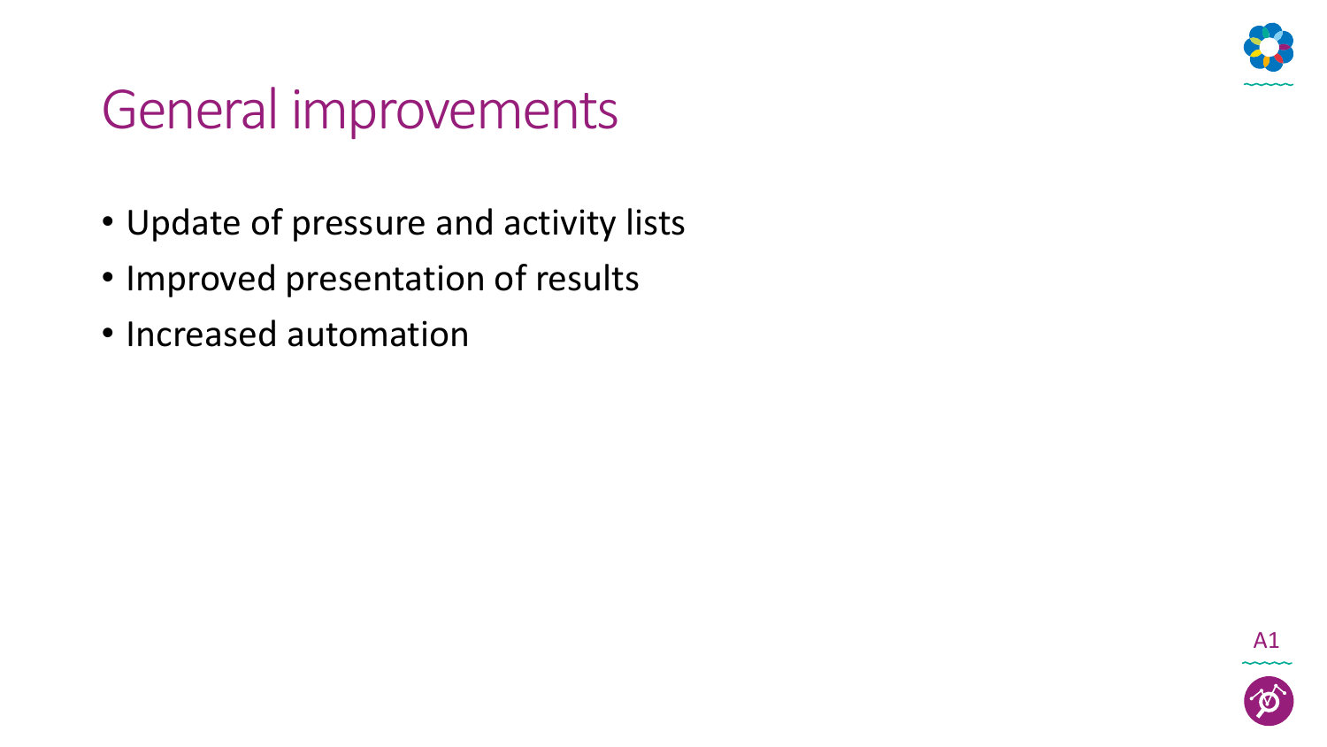# General improvements

- Update of pressure and activity lists
- Improved presentation of results
- Increased automation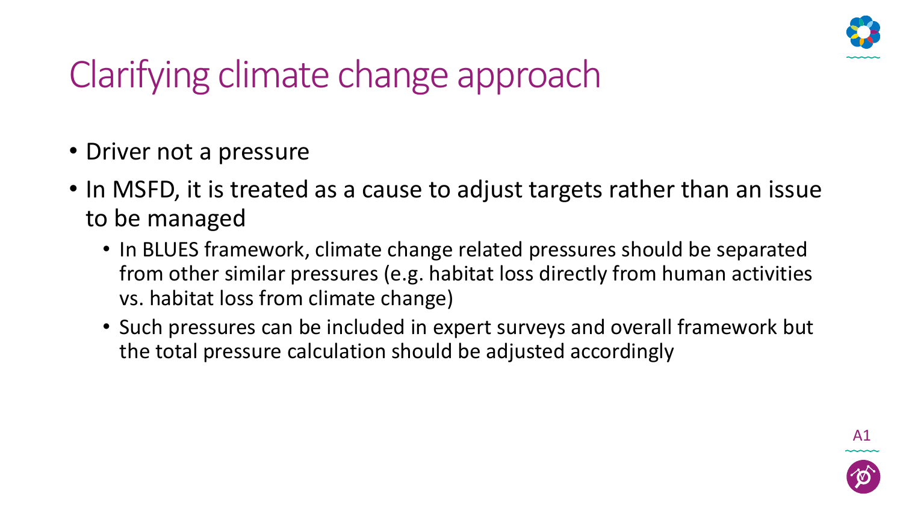# Clarifying climate change approach

- Driver not a pressure
- In MSFD, it is treated as a cause to adjust targets rather than an issue to be managed
  - In BLUES framework, climate change related pressures should be separated from other similar pressures (e.g. habitat loss directly from human activities vs. habitat loss from climate change)
  - Such pressures can be included in expert surveys and overall framework but the total pressure calculation should be adjusted accordingly

A1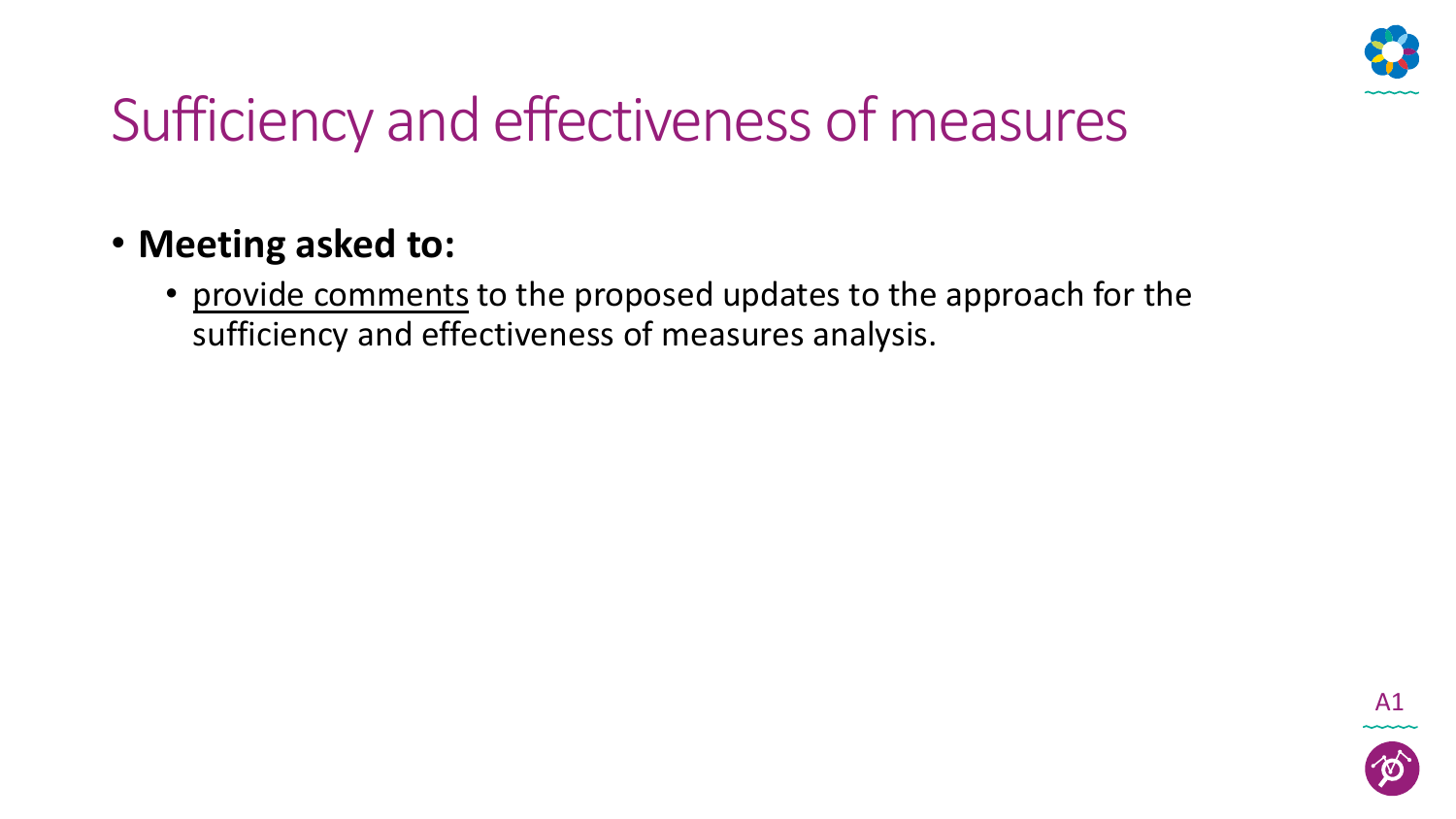# Sufficiency and effectiveness of measures

- **Meeting asked to:**
  - provide comments to the proposed updates to the approach for the sufficiency and effectiveness of measures analysis.

A1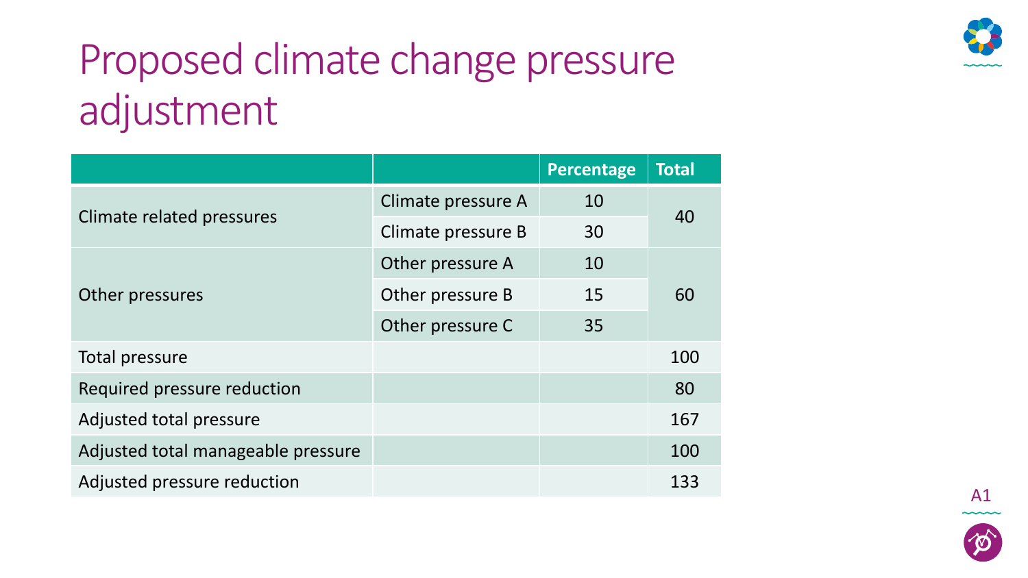# Proposed climate change pressure adjustment

| | | Percentage | Total |
|---|---|---|---|
| Climate related pressures | Climate pressure A | 10 | 40 |
| | Climate pressure B | 30 | |
| Other pressures | Other pressure A | 10 | 60 |
| | Other pressure B | 15 | |
| | Other pressure C | 35 | |
| Total pressure | | | 100 |
| Required pressure reduction | | | 80 |
| Adjusted total pressure | | | 167 |
| Adjusted total manageable pressure | | | 100 |
| Adjusted pressure reduction | | | 133 |

A1